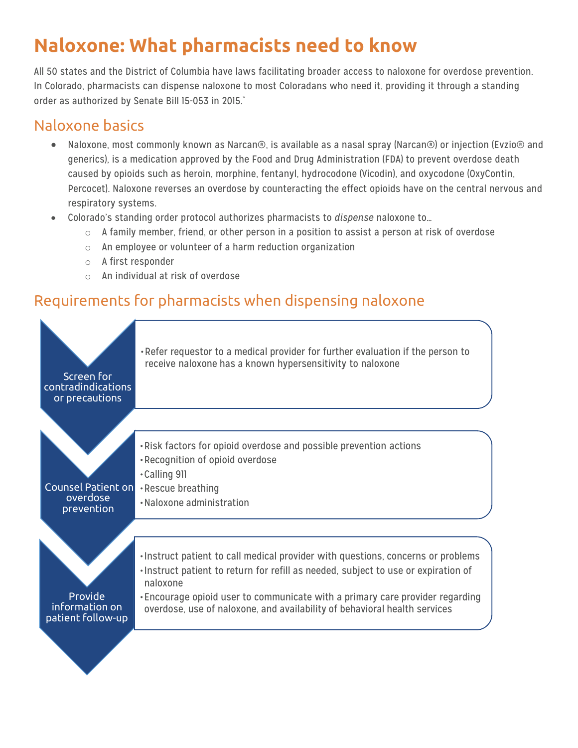# Naloxone: What pharmacists need to know

All 50 states and the District of Columbia have laws facilitating broader access to naloxone for overdose prevention. In Colorado, pharmacists can dispense naloxone to most Coloradans who need it, providing it through a standing order as authorized by Senate Bill 15-053 in 2015.*

## Naloxone basics

- Naloxone, most commonly known as Narcan®, is available as a nasal spray (Narcan®) or injection (Evzio® and generics), is a medication approved by the Food and Drug Administration (FDA) to prevent overdose death caused by opioids such as heroin, morphine, fentanyl, hydrocodone (Vicodin), and oxycodone (OxyContin, Percocet). Naloxone reverses an overdose by counteracting the effect opioids have on the central nervous and respiratory systems.
- Colorado's standing order protocol authorizes pharmacists to *dispense* naloxone to…
  - A family member, friend, or other person in a position to assist a person at risk of overdose
  - An employee or volunteer of a harm reduction organization
  - A first responder
  - An individual at risk of overdose

## Requirements for pharmacists when dispensing naloxone

**Screen for contradindications or precautions**

- Refer requestor to a medical provider for further evaluation if the person to receive naloxone has a known hypersensitivity to naloxone

**Counsel Patient on overdose prevention**

- Risk factors for opioid overdose and possible prevention actions
- Recognition of opioid overdose
- Calling 911
- Rescue breathing
- Naloxone administration

**Provide information on patient follow-up**

- Instruct patient to call medical provider with questions, concerns or problems
- Instruct patient to return for refill as needed, subject to use or expiration of naloxone
- Encourage opioid user to communicate with a primary care provider regarding overdose, use of naloxone, and availability of behavioral health services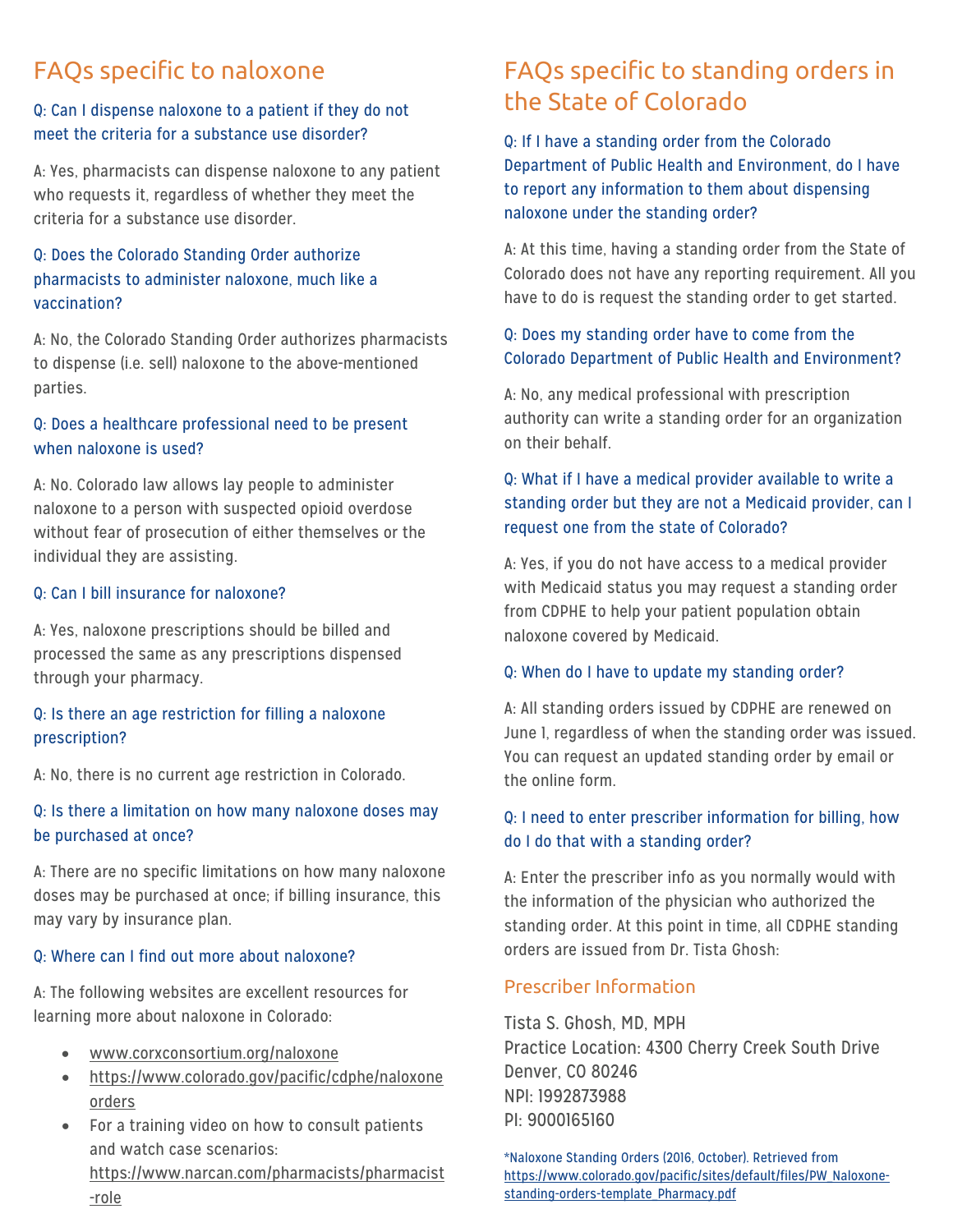## FAQs specific to naloxone

Q: Can I dispense naloxone to a patient if they do not meet the criteria for a substance use disorder?

A: Yes, pharmacists can dispense naloxone to any patient who requests it, regardless of whether they meet the criteria for a substance use disorder.

Q: Does the Colorado Standing Order authorize pharmacists to administer naloxone, much like a vaccination?

A: No, the Colorado Standing Order authorizes pharmacists to dispense (i.e. sell) naloxone to the above-mentioned parties.

Q: Does a healthcare professional need to be present when naloxone is used?

A: No. Colorado law allows lay people to administer naloxone to a person with suspected opioid overdose without fear of prosecution of either themselves or the individual they are assisting.

Q: Can I bill insurance for naloxone?

A: Yes, naloxone prescriptions should be billed and processed the same as any prescriptions dispensed through your pharmacy.

Q: Is there an age restriction for filling a naloxone prescription?

A: No, there is no current age restriction in Colorado.

Q: Is there a limitation on how many naloxone doses may be purchased at once?

A: There are no specific limitations on how many naloxone doses may be purchased at once; if billing insurance, this may vary by insurance plan.

Q: Where can I find out more about naloxone?

A: The following websites are excellent resources for learning more about naloxone in Colorado:

- www.corxconsortium.org/naloxone
- https://www.colorado.gov/pacific/cdphe/naloxoneorders
- For a training video on how to consult patients and watch case scenarios: https://www.narcan.com/pharmacists/pharmacist-role

## FAQs specific to standing orders in the State of Colorado

Q: If I have a standing order from the Colorado Department of Public Health and Environment, do I have to report any information to them about dispensing naloxone under the standing order?

A: At this time, having a standing order from the State of Colorado does not have any reporting requirement. All you have to do is request the standing order to get started.

Q: Does my standing order have to come from the Colorado Department of Public Health and Environment?

A: No, any medical professional with prescription authority can write a standing order for an organization on their behalf.

Q: What if I have a medical provider available to write a standing order but they are not a Medicaid provider, can I request one from the state of Colorado?

A: Yes, if you do not have access to a medical provider with Medicaid status you may request a standing order from CDPHE to help your patient population obtain naloxone covered by Medicaid.

Q: When do I have to update my standing order?

A: All standing orders issued by CDPHE are renewed on June 1, regardless of when the standing order was issued. You can request an updated standing order by email or the online form.

Q: I need to enter prescriber information for billing, how do I do that with a standing order?

A: Enter the prescriber info as you normally would with the information of the physician who authorized the standing order. At this point in time, all CDPHE standing orders are issued from Dr. Tista Ghosh:

### Prescriber Information

Tista S. Ghosh, MD, MPH
Practice Location: 4300 Cherry Creek South Drive
Denver, CO 80246
NPI: 1992873988
PI: 9000165160

*Naloxone Standing Orders (2016, October). Retrieved from https://www.colorado.gov/pacific/sites/default/files/PW_Naloxone-standing-orders-template_Pharmacy.pdf